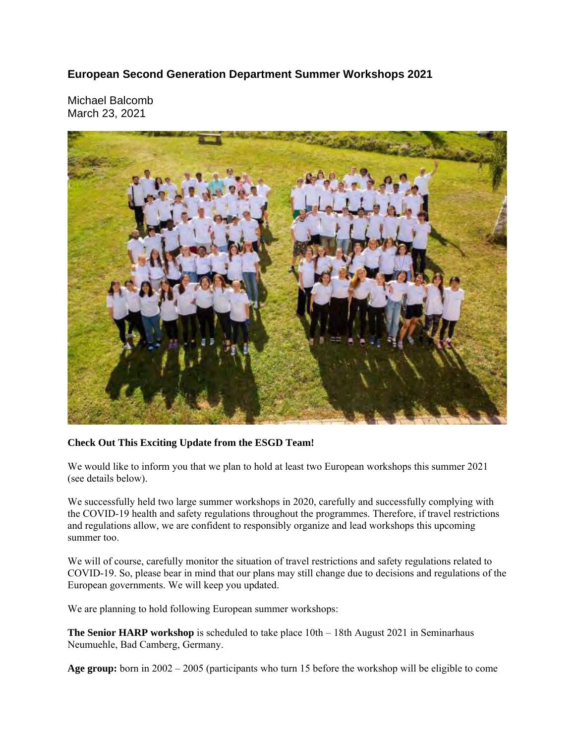# European Second Generation Department Summer Workshops 2021

Michael Balcomb
March 23, 2021

**Check Out This Exciting Update from the ESGD Team!**

We would like to inform you that we plan to hold at least two European workshops this summer 2021 (see details below).

We successfully held two large summer workshops in 2020, carefully and successfully complying with the COVID-19 health and safety regulations throughout the programmes. Therefore, if travel restrictions and regulations allow, we are confident to responsibly organize and lead workshops this upcoming summer too.

We will of course, carefully monitor the situation of travel restrictions and safety regulations related to COVID-19. So, please bear in mind that our plans may still change due to decisions and regulations of the European governments. We will keep you updated.

We are planning to hold following European summer workshops:

**The Senior HARP workshop** is scheduled to take place 10th – 18th August 2021 in Seminarhaus Neumuehle, Bad Camberg, Germany.

**Age group:** born in 2002 – 2005 (participants who turn 15 before the workshop will be eligible to come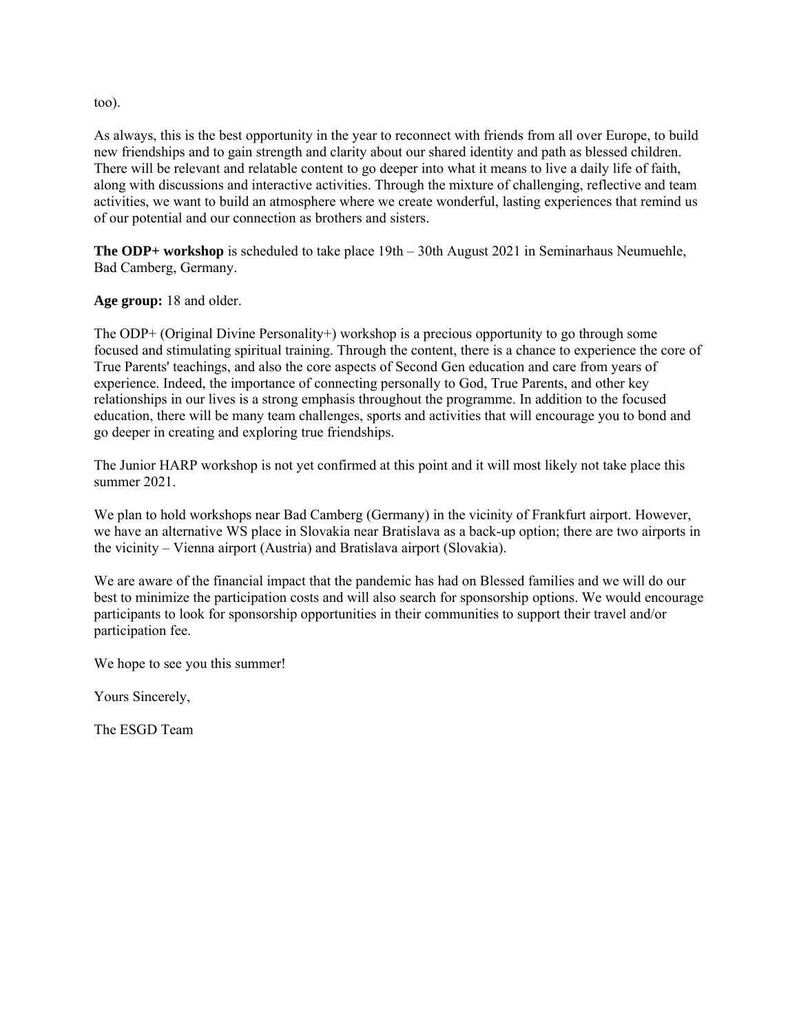too).

As always, this is the best opportunity in the year to reconnect with friends from all over Europe, to build new friendships and to gain strength and clarity about our shared identity and path as blessed children. There will be relevant and relatable content to go deeper into what it means to live a daily life of faith, along with discussions and interactive activities. Through the mixture of challenging, reflective and team activities, we want to build an atmosphere where we create wonderful, lasting experiences that remind us of our potential and our connection as brothers and sisters.

**The ODP+ workshop** is scheduled to take place 19th – 30th August 2021 in Seminarhaus Neumuehle, Bad Camberg, Germany.

**Age group:** 18 and older.

The ODP+ (Original Divine Personality+) workshop is a precious opportunity to go through some focused and stimulating spiritual training. Through the content, there is a chance to experience the core of True Parents' teachings, and also the core aspects of Second Gen education and care from years of experience. Indeed, the importance of connecting personally to God, True Parents, and other key relationships in our lives is a strong emphasis throughout the programme. In addition to the focused education, there will be many team challenges, sports and activities that will encourage you to bond and go deeper in creating and exploring true friendships.

The Junior HARP workshop is not yet confirmed at this point and it will most likely not take place this summer 2021.

We plan to hold workshops near Bad Camberg (Germany) in the vicinity of Frankfurt airport. However, we have an alternative WS place in Slovakia near Bratislava as a back-up option; there are two airports in the vicinity – Vienna airport (Austria) and Bratislava airport (Slovakia).

We are aware of the financial impact that the pandemic has had on Blessed families and we will do our best to minimize the participation costs and will also search for sponsorship options. We would encourage participants to look for sponsorship opportunities in their communities to support their travel and/or participation fee.

We hope to see you this summer!

Yours Sincerely,

The ESGD Team